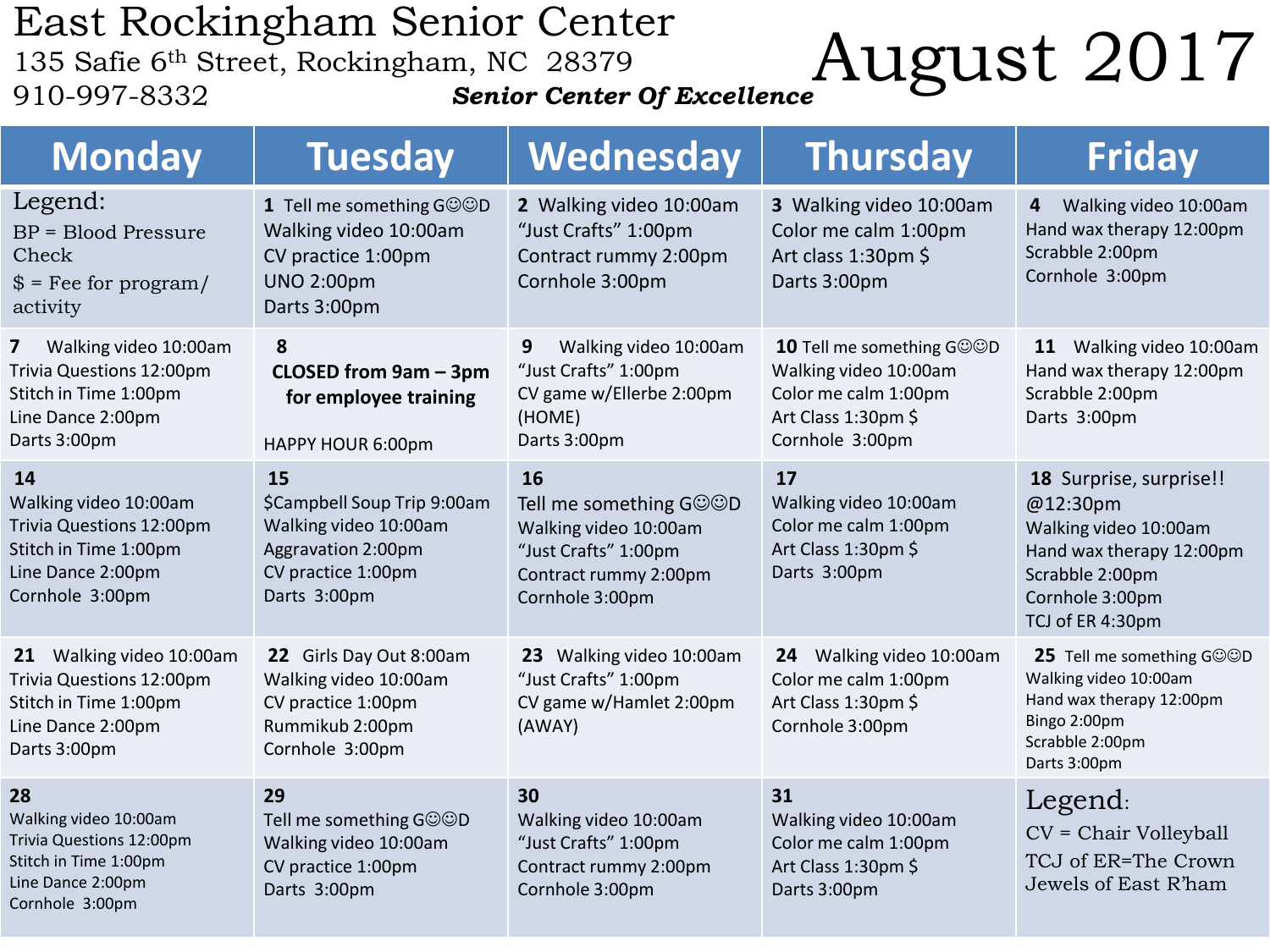# East Rockingham Senior Center

135 Safie 6th Street, Rockingham, NC 28379
910-997-8332

***Senior Center Of Excellence***

# August 2017

| Monday | Tuesday | Wednesday | Thursday | Friday |
|---|---|---|---|---|
| Legend:<br>BP = Blood Pressure Check<br>$ = Fee for program/ activity | **1** Tell me something G☺☺D<br>Walking video 10:00am<br>CV practice 1:00pm<br>UNO 2:00pm<br>Darts 3:00pm | **2** Walking video 10:00am<br>"Just Crafts" 1:00pm<br>Contract rummy 2:00pm<br>Cornhole 3:00pm | **3** Walking video 10:00am<br>Color me calm 1:00pm<br>Art class 1:30pm $<br>Darts 3:00pm | **4** Walking video 10:00am<br>Hand wax therapy 12:00pm<br>Scrabble 2:00pm<br>Cornhole 3:00pm |
| **7** Walking video 10:00am<br>Trivia Questions 12:00pm<br>Stitch in Time 1:00pm<br>Line Dance 2:00pm<br>Darts 3:00pm | **8**<br>**CLOSED from 9am – 3pm for employee training**<br>HAPPY HOUR 6:00pm | **9** Walking video 10:00am<br>"Just Crafts" 1:00pm<br>CV game w/Ellerbe 2:00pm (HOME)<br>Darts 3:00pm | **10** Tell me something G☺☺D<br>Walking video 10:00am<br>Color me calm 1:00pm<br>Art Class 1:30pm $<br>Cornhole 3:00pm | **11** Walking video 10:00am<br>Hand wax therapy 12:00pm<br>Scrabble 2:00pm<br>Darts 3:00pm |
| **14**<br>Walking video 10:00am<br>Trivia Questions 12:00pm<br>Stitch in Time 1:00pm<br>Line Dance 2:00pm<br>Cornhole 3:00pm | **15**<br>$Campbell Soup Trip 9:00am<br>Walking video 10:00am<br>Aggravation 2:00pm<br>CV practice 1:00pm<br>Darts 3:00pm | **16**<br>Tell me something G☺☺D<br>Walking video 10:00am<br>"Just Crafts" 1:00pm<br>Contract rummy 2:00pm<br>Cornhole 3:00pm | **17**<br>Walking video 10:00am<br>Color me calm 1:00pm<br>Art Class 1:30pm $<br>Darts 3:00pm | **18** Surprise, surprise!! @12:30pm<br>Walking video 10:00am<br>Hand wax therapy 12:00pm<br>Scrabble 2:00pm<br>Cornhole 3:00pm<br>TCJ of ER 4:30pm |
| **21** Walking video 10:00am<br>Trivia Questions 12:00pm<br>Stitch in Time 1:00pm<br>Line Dance 2:00pm<br>Darts 3:00pm | **22** Girls Day Out 8:00am<br>Walking video 10:00am<br>CV practice 1:00pm<br>Rummikub 2:00pm<br>Cornhole 3:00pm | **23** Walking video 10:00am<br>"Just Crafts" 1:00pm<br>CV game w/Hamlet 2:00pm (AWAY) | **24** Walking video 10:00am<br>Color me calm 1:00pm<br>Art Class 1:30pm $<br>Cornhole 3:00pm | **25** Tell me something G☺☺D<br>Walking video 10:00am<br>Hand wax therapy 12:00pm<br>Bingo 2:00pm<br>Scrabble 2:00pm<br>Darts 3:00pm |
| **28**<br>Walking video 10:00am<br>Trivia Questions 12:00pm<br>Stitch in Time 1:00pm<br>Line Dance 2:00pm<br>Cornhole 3:00pm | **29**<br>Tell me something G☺☺D<br>Walking video 10:00am<br>CV practice 1:00pm<br>Darts 3:00pm | **30**<br>Walking video 10:00am<br>"Just Crafts" 1:00pm<br>Contract rummy 2:00pm<br>Cornhole 3:00pm | **31**<br>Walking video 10:00am<br>Color me calm 1:00pm<br>Art Class 1:30pm $<br>Darts 3:00pm | Legend:<br>CV = Chair Volleyball<br>TCJ of ER=The Crown Jewels of East R'ham |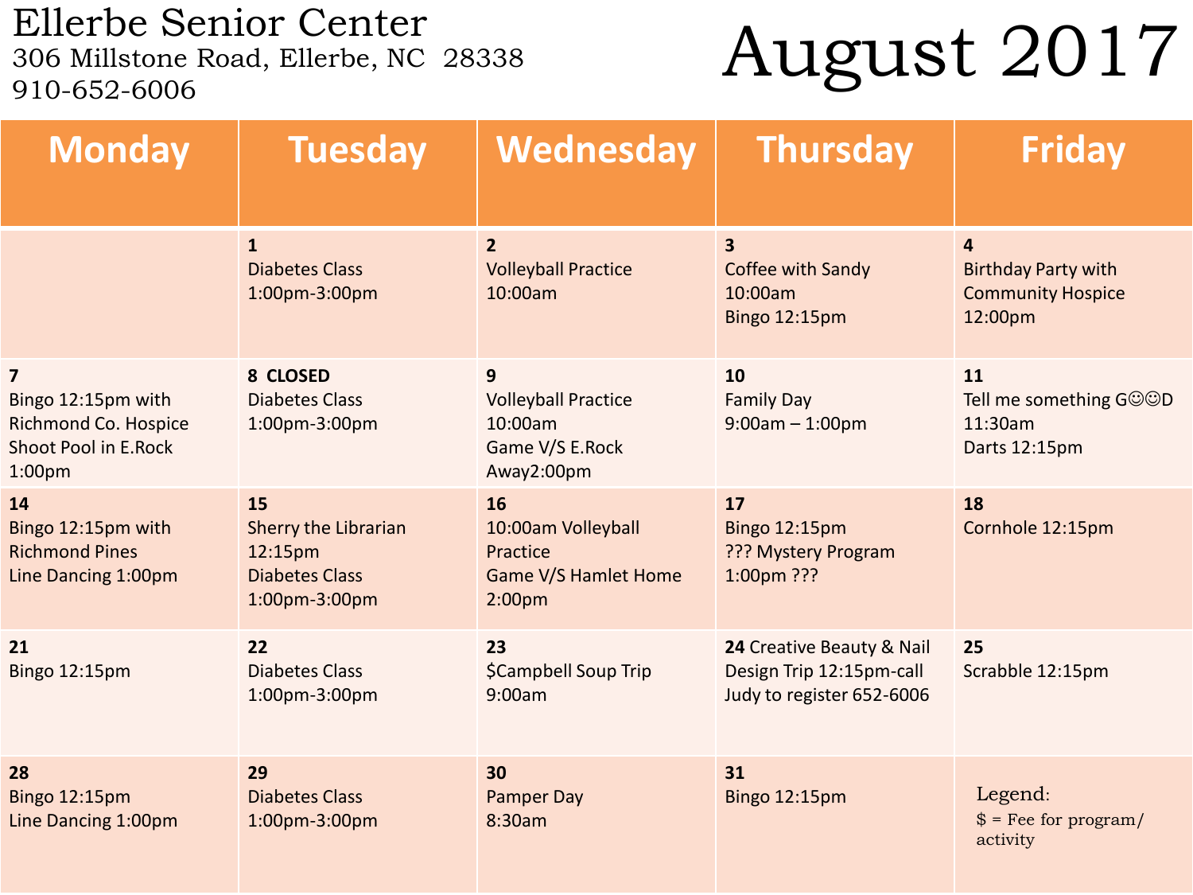# Ellerbe Senior Center

306 Millstone Road, Ellerbe, NC 28338
910-652-6006

# August 2017

| Monday | Tuesday | Wednesday | Thursday | Friday |
| --- | --- | --- | --- | --- |
| | **1** Diabetes Class 1:00pm-3:00pm | **2** Volleyball Practice 10:00am | **3** Coffee with Sandy 10:00am Bingo 12:15pm | **4** Birthday Party with Community Hospice 12:00pm |
| **7** Bingo 12:15pm with Richmond Co. Hospice Shoot Pool in E.Rock 1:00pm | **8 CLOSED** Diabetes Class 1:00pm-3:00pm | **9** Volleyball Practice 10:00am Game V/S E.Rock Away2:00pm | **10** Family Day 9:00am – 1:00pm | **11** Tell me something G☺☺D 11:30am Darts 12:15pm |
| **14** Bingo 12:15pm with Richmond Pines Line Dancing 1:00pm | **15** Sherry the Librarian 12:15pm Diabetes Class 1:00pm-3:00pm | **16** 10:00am Volleyball Practice Game V/S Hamlet Home 2:00pm | **17** Bingo 12:15pm ??? Mystery Program 1:00pm ??? | **18** Cornhole 12:15pm |
| **21** Bingo 12:15pm | **22** Diabetes Class 1:00pm-3:00pm | **23** $Campbell Soup Trip 9:00am | **24** Creative Beauty & Nail Design Trip 12:15pm-call Judy to register 652-6006 | **25** Scrabble 12:15pm |
| **28** Bingo 12:15pm Line Dancing 1:00pm | **29** Diabetes Class 1:00pm-3:00pm | **30** Pamper Day 8:30am | **31** Bingo 12:15pm | Legend: $ = Fee for program/ activity |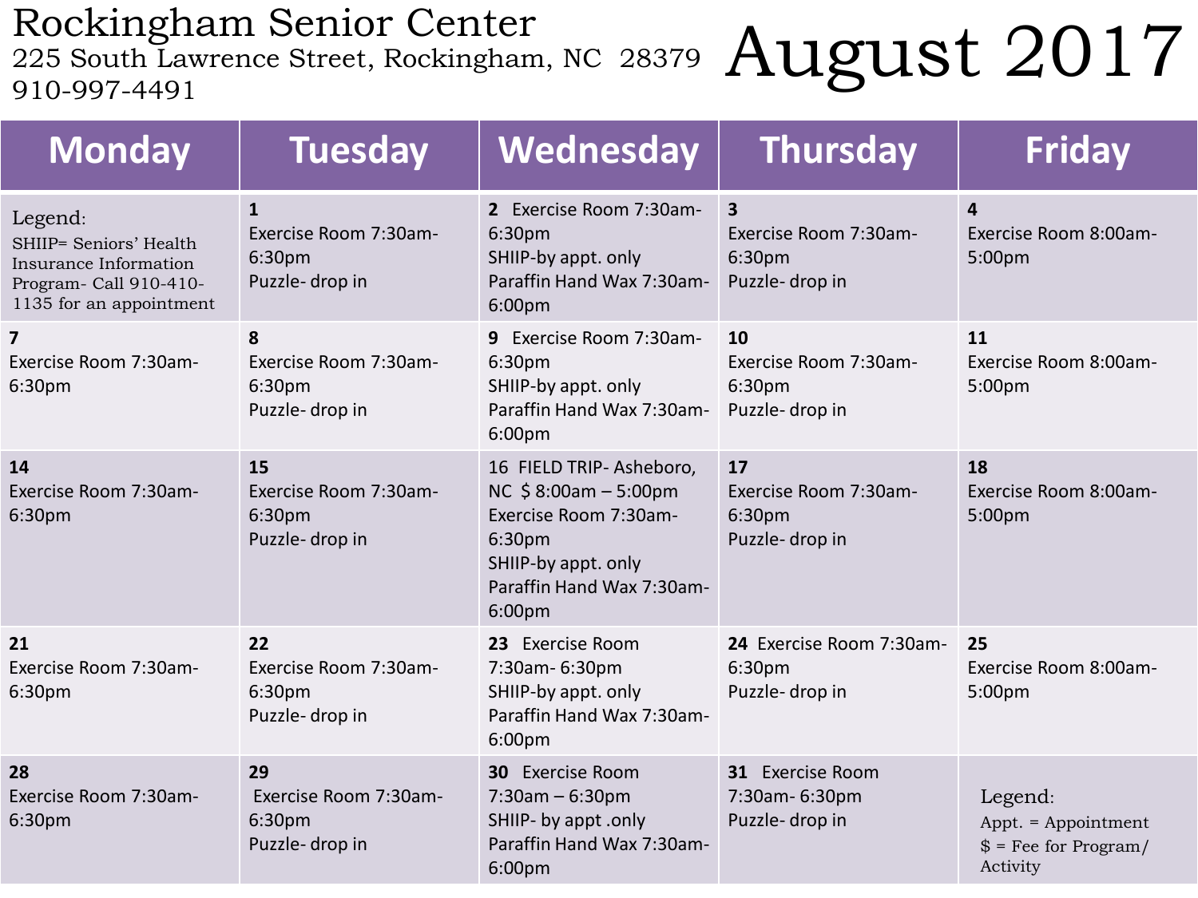# Rockingham Senior Center

225 South Lawrence Street, Rockingham, NC 28379
910-997-4491

# August 2017

| Monday | Tuesday | Wednesday | Thursday | Friday |
|---|---|---|---|---|
| Legend:<br>SHIIP= Seniors' Health Insurance Information Program- Call 910-410-1135 for an appointment | **1**<br>Exercise Room 7:30am-6:30pm<br>Puzzle- drop in | **2** Exercise Room 7:30am-6:30pm<br>SHIIP-by appt. only<br>Paraffin Hand Wax 7:30am-6:00pm | **3**<br>Exercise Room 7:30am-6:30pm<br>Puzzle- drop in | **4**<br>Exercise Room 8:00am-5:00pm |
| **7**<br>Exercise Room 7:30am-6:30pm | **8**<br>Exercise Room 7:30am-6:30pm<br>Puzzle- drop in | **9** Exercise Room 7:30am-6:30pm<br>SHIIP-by appt. only<br>Paraffin Hand Wax 7:30am-6:00pm | **10**<br>Exercise Room 7:30am-6:30pm<br>Puzzle- drop in | **11**<br>Exercise Room 8:00am-5:00pm |
| **14**<br>Exercise Room 7:30am-6:30pm | **15**<br>Exercise Room 7:30am-6:30pm<br>Puzzle- drop in | 16 FIELD TRIP- Asheboro, NC $ 8:00am – 5:00pm<br>Exercise Room 7:30am-6:30pm<br>SHIIP-by appt. only<br>Paraffin Hand Wax 7:30am-6:00pm | **17**<br>Exercise Room 7:30am-6:30pm<br>Puzzle- drop in | **18**<br>Exercise Room 8:00am-5:00pm |
| **21**<br>Exercise Room 7:30am-6:30pm | **22**<br>Exercise Room 7:30am-6:30pm<br>Puzzle- drop in | **23** Exercise Room 7:30am- 6:30pm<br>SHIIP-by appt. only<br>Paraffin Hand Wax 7:30am-6:00pm | **24** Exercise Room 7:30am-6:30pm<br>Puzzle- drop in | **25**<br>Exercise Room 8:00am-5:00pm |
| **28**<br>Exercise Room 7:30am-6:30pm | **29**<br>Exercise Room 7:30am-6:30pm<br>Puzzle- drop in | **30** Exercise Room 7:30am – 6:30pm<br>SHIIP- by appt .only<br>Paraffin Hand Wax 7:30am-6:00pm | **31** Exercise Room 7:30am- 6:30pm<br>Puzzle- drop in | Legend:<br>Appt. = Appointment<br>$ = Fee for Program/ Activity |